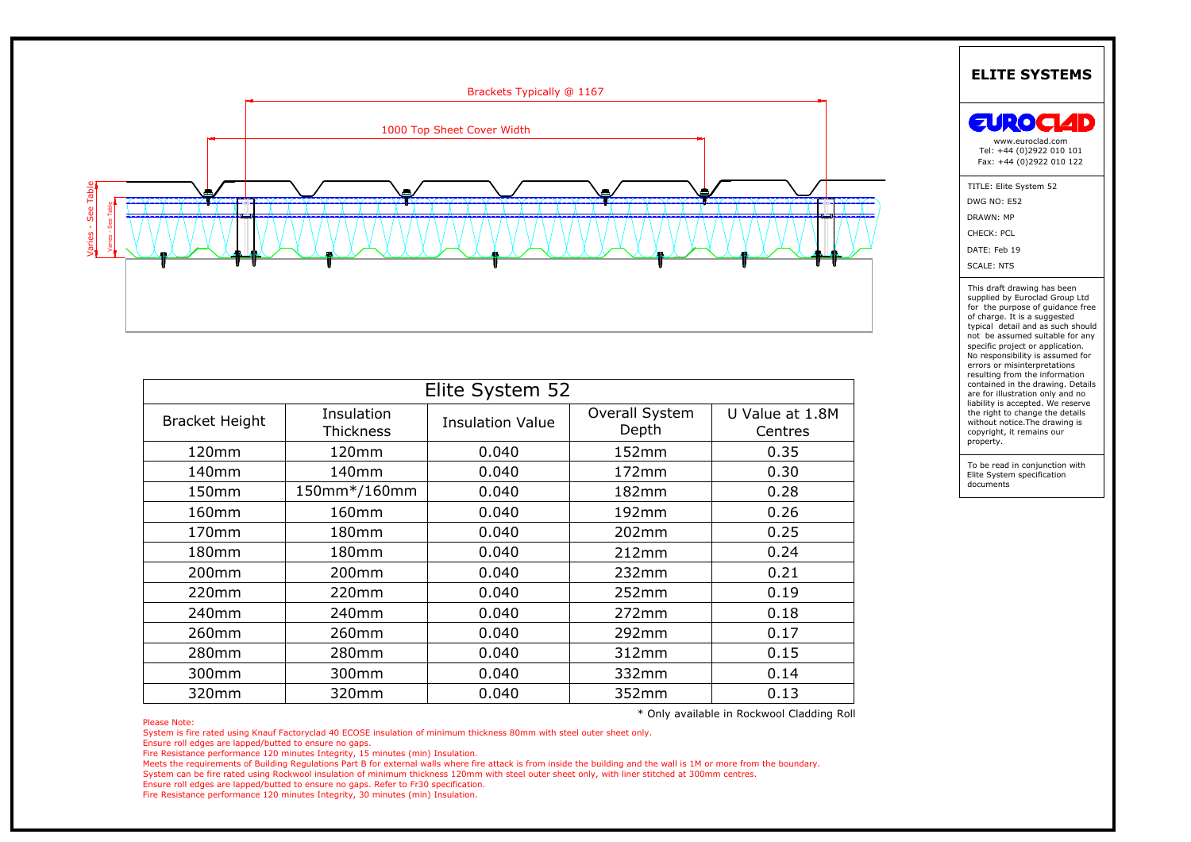Brackets Typically @ 1167

1000 Top Sheet Cover Width

Varies - See Table

Varies - See Table

## ELITE SYSTEMS

EUROCLAD

www.euroclad.com
Tel: +44 (0)2922 010 101
Fax: +44 (0)2922 010 122

TITLE: Elite System 52
DWG NO: E52
DRAWN: MP
CHECK: PCL
DATE: Feb 19
SCALE: NTS

This draft drawing has been supplied by Euroclad Group Ltd for the purpose of guidance free of charge. It is a suggested typical detail and as such should not be assumed suitable for any specific project or application. No responsibility is assumed for errors or misinterpretations resulting from the information contained in the drawing. Details are for illustration only and no liability is accepted. We reserve the right to change the details without notice.The drawing is copyright, it remains our property.

To be read in conjunction with Elite System specification documents

| Elite System 52 | | | | |
|---|---|---|---|---|
| Bracket Height | Insulation Thickness | Insulation Value | Overall System Depth | U Value at 1.8M Centres |
| 120mm | 120mm | 0.040 | 152mm | 0.35 |
| 140mm | 140mm | 0.040 | 172mm | 0.30 |
| 150mm | 150mm*/160mm | 0.040 | 182mm | 0.28 |
| 160mm | 160mm | 0.040 | 192mm | 0.26 |
| 170mm | 180mm | 0.040 | 202mm | 0.25 |
| 180mm | 180mm | 0.040 | 212mm | 0.24 |
| 200mm | 200mm | 0.040 | 232mm | 0.21 |
| 220mm | 220mm | 0.040 | 252mm | 0.19 |
| 240mm | 240mm | 0.040 | 272mm | 0.18 |
| 260mm | 260mm | 0.040 | 292mm | 0.17 |
| 280mm | 280mm | 0.040 | 312mm | 0.15 |
| 300mm | 300mm | 0.040 | 332mm | 0.14 |
| 320mm | 320mm | 0.040 | 352mm | 0.13 |

* Only available in Rockwool Cladding Roll

Please Note:
System is fire rated using Knauf Factoryclad 40 ECOSE insulation of minimum thickness 80mm with steel outer sheet only.
Ensure roll edges are lapped/butted to ensure no gaps.
Fire Resistance performance 120 minutes Integrity, 15 minutes (min) Insulation.
Meets the requirements of Building Regulations Part B for external walls where fire attack is from inside the building and the wall is 1M or more from the boundary.
System can be fire rated using Rockwool insulation of minimum thickness 120mm with steel outer sheet only, with liner stitched at 300mm centres.
Ensure roll edges are lapped/butted to ensure no gaps. Refer to Fr30 specification.
Fire Resistance performance 120 minutes Integrity, 30 minutes (min) Insulation.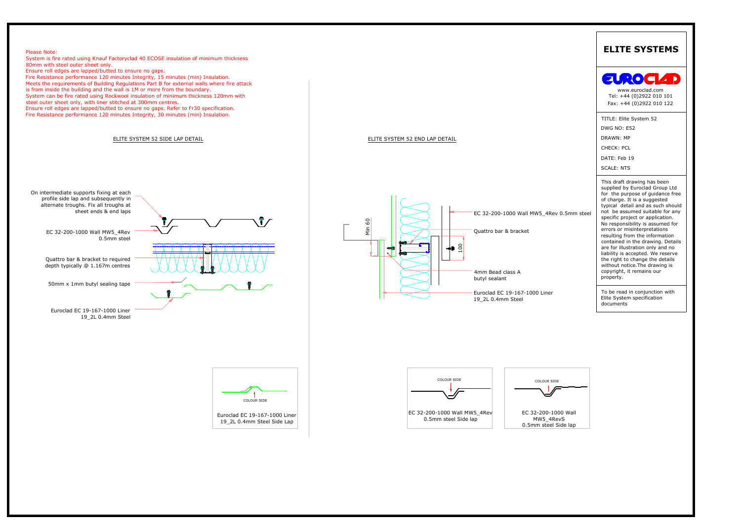Please Note:
System is fire rated using Knauf Factoryclad 40 ECOSE insulation of minimum thickness 80mm with steel outer sheet only.
Ensure roll edges are lapped/butted to ensure no gaps.
Fire Resistance performance 120 minutes Integrity, 15 minutes (min) Insulation.
Meets the requirements of Building Regulations Part B for external walls where fire attack is from inside the building and the wall is 1M or more from the boundary.
System can be fire rated using Rockwool insulation of minimum thickness 120mm with steel outer sheet only, with liner stitched at 300mm centres.
Ensure roll edges are lapped/butted to ensure no gaps. Refer to Fr30 specification.
Fire Resistance performance 120 minutes Integrity, 30 minutes (min) Insulation.

## ELITE SYSTEM 52 SIDE LAP DETAIL

On intermediate supports fixing at each profile side lap and subsequently in alternate troughs. Fix all troughs at sheet ends & end laps

EC 32-200-1000 Wall MW5_4Rev 0.5mm steel

Quattro bar & bracket to required depth typically @ 1.167m centres

50mm x 1mm butyl sealing tape

Euroclad EC 19-167-1000 Liner 19_2L 0.4mm Steel

COLOUR SIDE

Euroclad EC 19-167-1000 Liner 19_2L 0.4mm Steel Side Lap

## ELITE SYSTEM 52 END LAP DETAIL

Min 60

100

EC 32-200-1000 Wall MW5_4Rev 0.5mm steel

Quattro bar & bracket

4mm Bead class A butyl sealant

Euroclad EC 19-167-1000 Liner 19_2L 0.4mm Steel

COLOUR SIDE

EC 32-200-1000 Wall MW5_4Rev 0.5mm steel Side lap

COLOUR SIDE

EC 32-200-1000 Wall MW5_4RevS 0.5mm steel Side lap

# ELITE SYSTEMS

EUROCLAD

www.euroclad.com
Tel: +44 (0)2922 010 101
Fax: +44 (0)2922 010 122

TITLE: Elite System 52
DWG NO: E52
DRAWN: MP
CHECK: PCL
DATE: Feb 19
SCALE: NTS

This draft drawing has been supplied by Euroclad Group Ltd for the purpose of guidance free of charge. It is a suggested typical detail and as such should not be assumed suitable for any specific project or application. No responsibility is assumed for errors or misinterpretations resulting from the information contained in the drawing. Details are for illustration only and no liability is accepted. We reserve the right to change the details without notice.The drawing is copyright, it remains our property.

To be read in conjunction with Elite System specification documents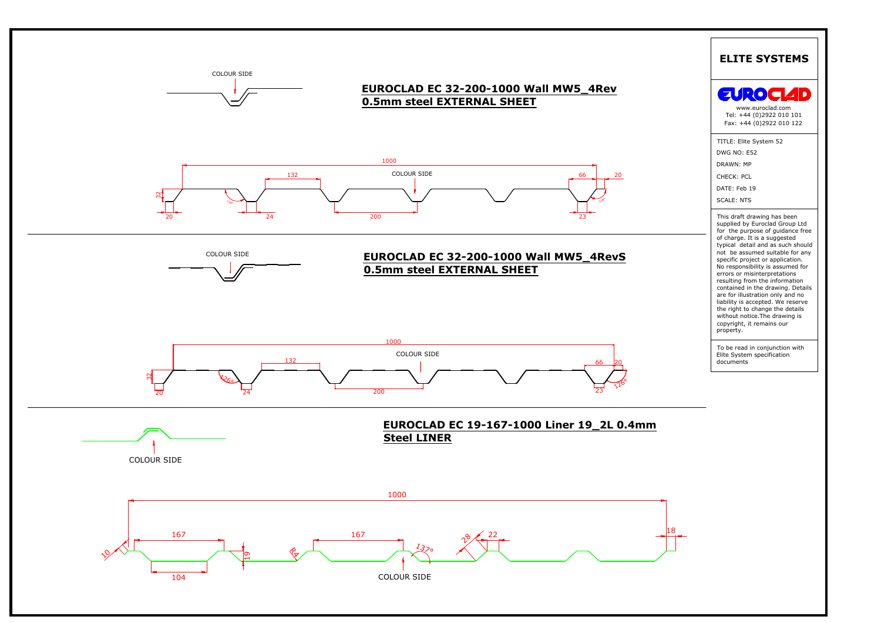## EUROCLAD EC 32-200-1000 Wall MW5_4Rev 0.5mm steel EXTERNAL SHEET

COLOUR SIDE

1000

132

COLOUR SIDE

66

20

32

20

24

200

23

## EUROCLAD EC 32-200-1000 Wall MW5_4RevS 0.5mm steel EXTERNAL SHEET

COLOUR SIDE

1000

132

COLOUR SIDE

66

20

32

126°

20

24

200

23

126°

## EUROCLAD EC 19-167-1000 Liner 19_2L 0.4mm Steel LINER

COLOUR SIDE

1000

167

167

10

19

R4

137°

28

22

18

104

COLOUR SIDE

# ELITE SYSTEMS

EUROCLAD

www.euroclad.com
Tel: +44 (0)2922 010 101
Fax: +44 (0)2922 010 122

TITLE: Elite System 52

DWG NO: E52

DRAWN: MP

CHECK: PCL

DATE: Feb 19

SCALE: NTS

This draft drawing has been supplied by Euroclad Group Ltd for the purpose of guidance free of charge. It is a suggested typical detail and as such should not be assumed suitable for any specific project or application. No responsibility is assumed for errors or misinterpretations resulting from the information contained in the drawing. Details are for illustration only and no liability is accepted. We reserve the right to change the details without notice.The drawing is copyright, it remains our property.

To be read in conjunction with Elite System specification documents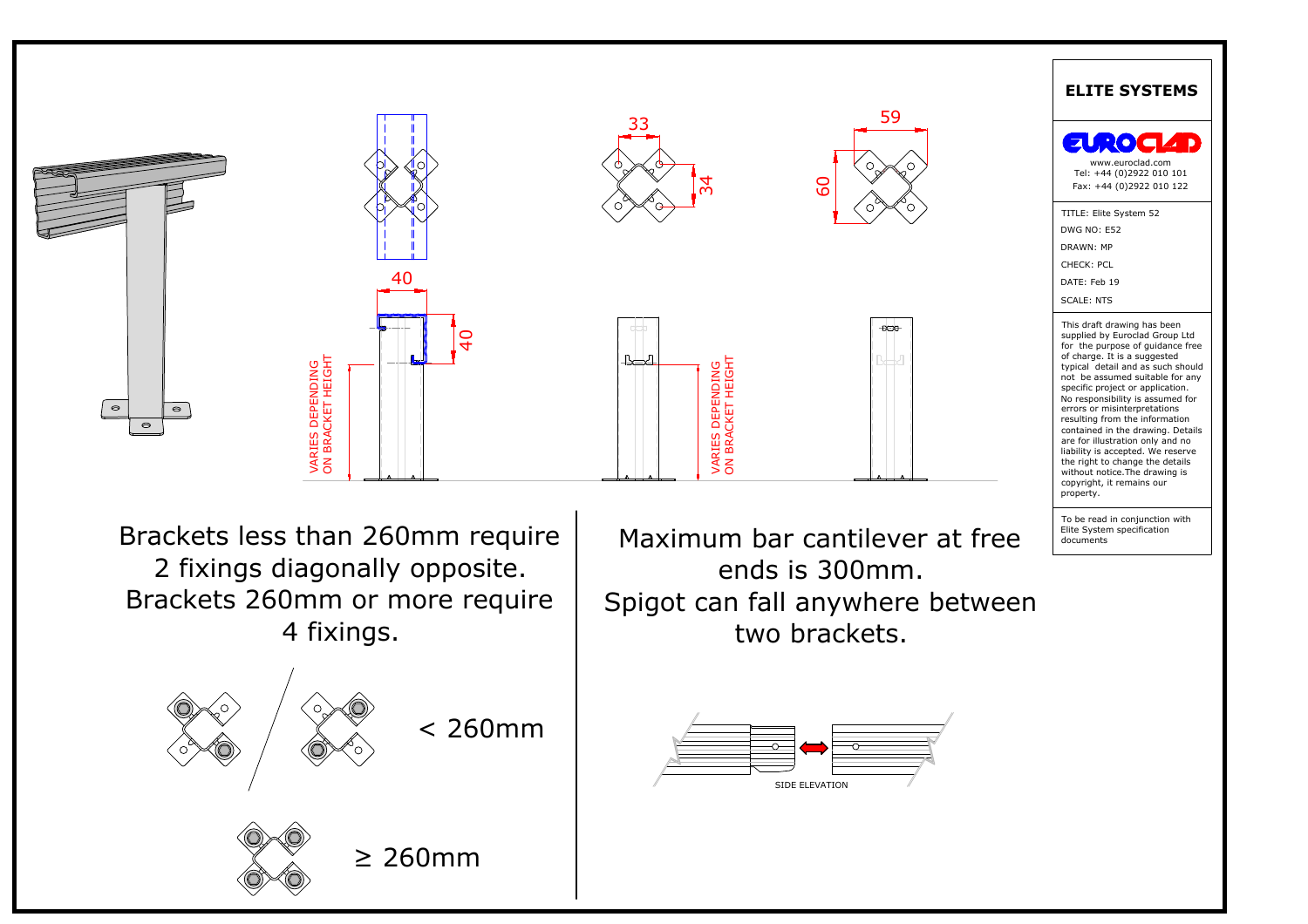## ELITE SYSTEMS

EUROCLAD

www.euroclad.com
Tel: +44 (0)2922 010 101
Fax: +44 (0)2922 010 122

TITLE: Elite System 52
DWG NO: E52
DRAWN: MP
CHECK: PCL
DATE: Feb 19
SCALE: NTS

This draft drawing has been supplied by Euroclad Group Ltd for the purpose of guidance free of charge. It is a suggested typical detail and as such should not be assumed suitable for any specific project or application. No responsibility is assumed for errors or misinterpretations resulting from the information contained in the drawing. Details are for illustration only and no liability is accepted. We reserve the right to change the details without notice.The drawing is copyright, it remains our property.

To be read in conjunction with Elite System specification documents

40

40

VARIES DEPENDING ON BRACKET HEIGHT

33

34

VARIES DEPENDING ON BRACKET HEIGHT

59

60

Brackets less than 260mm require 2 fixings diagonally opposite.
Brackets 260mm or more require 4 fixings.

< 260mm

≥ 260mm

Maximum bar cantilever at free ends is 300mm.
Spigot can fall anywhere between two brackets.

SIDE ELEVATION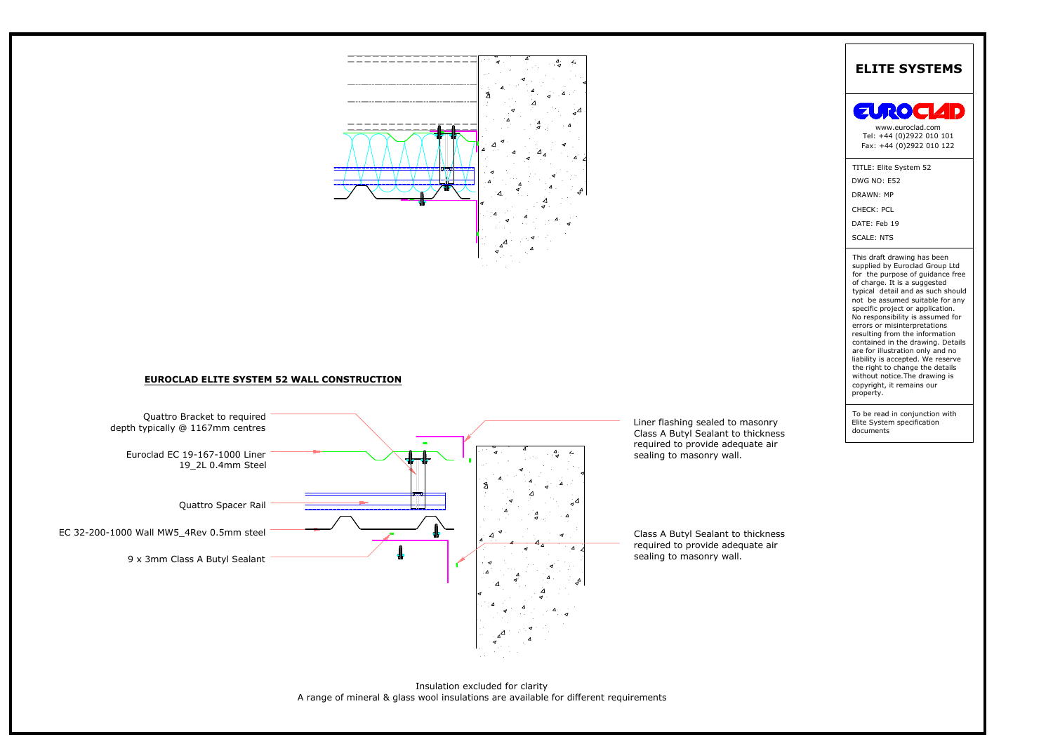## EUROCLAD ELITE SYSTEM 52 WALL CONSTRUCTION

Quattro Bracket to required depth typically @ 1167mm centres

Euroclad EC 19-167-1000 Liner 19_2L 0.4mm Steel

Quattro Spacer Rail

EC 32-200-1000 Wall MW5_4Rev 0.5mm steel

9 x 3mm Class A Butyl Sealant

Liner flashing sealed to masonry Class A Butyl Sealant to thickness required to provide adequate air sealing to masonry wall.

Class A Butyl Sealant to thickness required to provide adequate air sealing to masonry wall.

Insulation excluded for clarity
A range of mineral & glass wool insulations are available for different requirements

**ELITE SYSTEMS**

EUROCLAD

www.euroclad.com
Tel: +44 (0)2922 010 101
Fax: +44 (0)2922 010 122

TITLE: Elite System 52
DWG NO: E52
DRAWN: MP
CHECK: PCL
DATE: Feb 19
SCALE: NTS

This draft drawing has been supplied by Euroclad Group Ltd for the purpose of guidance free of charge. It is a suggested typical detail and as such should not be assumed suitable for any specific project or application. No responsibility is assumed for errors or misinterpretations resulting from the information contained in the drawing. Details are for illustration only and no liability is accepted. We reserve the right to change the details without notice.The drawing is copyright, it remains our property.

To be read in conjunction with Elite System specification documents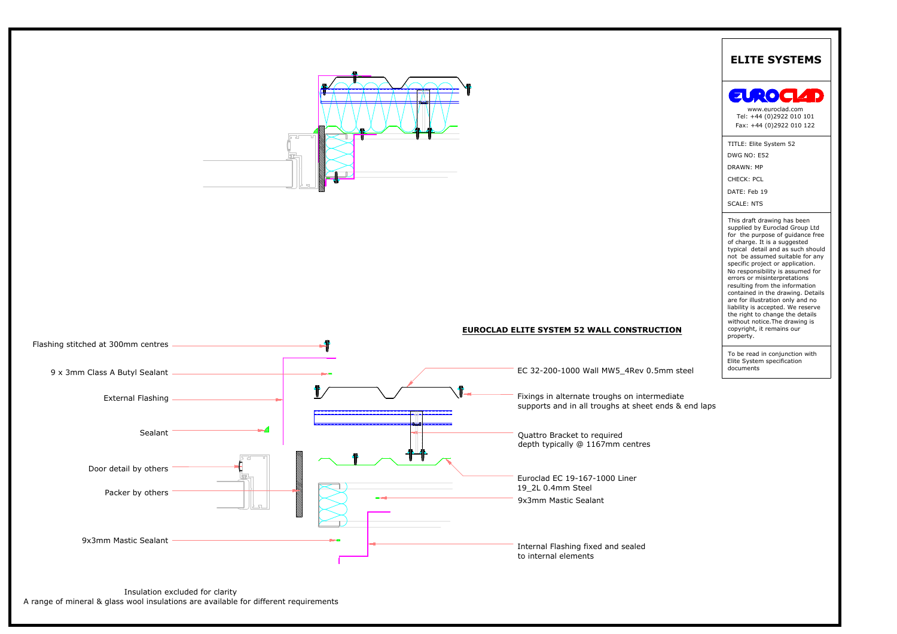# ELITE SYSTEMS

EUROCLAD

www.euroclad.com
Tel: +44 (0)2922 010 101
Fax: +44 (0)2922 010 122

TITLE: Elite System 52
DWG NO: E52
DRAWN: MP
CHECK: PCL
DATE: Feb 19
SCALE: NTS

This draft drawing has been supplied by Euroclad Group Ltd for the purpose of guidance free of charge. It is a suggested typical detail and as such should not be assumed suitable for any specific project or application. No responsibility is assumed for errors or misinterpretations resulting from the information contained in the drawing. Details are for illustration only and no liability is accepted. We reserve the right to change the details without notice.The drawing is copyright, it remains our property.

To be read in conjunction with Elite System specification documents

## EUROCLAD ELITE SYSTEM 52 WALL CONSTRUCTION

Flashing stitched at 300mm centres

9 x 3mm Class A Butyl Sealant

External Flashing

Sealant

Door detail by others

Packer by others

9x3mm Mastic Sealant

EC 32-200-1000 Wall MW5_4Rev 0.5mm steel

Fixings in alternate troughs on intermediate supports and in all troughs at sheet ends & end laps

Quattro Bracket to required depth typically @ 1167mm centres

Euroclad EC 19-167-1000 Liner 19_2L 0.4mm Steel

9x3mm Mastic Sealant

Internal Flashing fixed and sealed to internal elements

Insulation excluded for clarity
A range of mineral & glass wool insulations are available for different requirements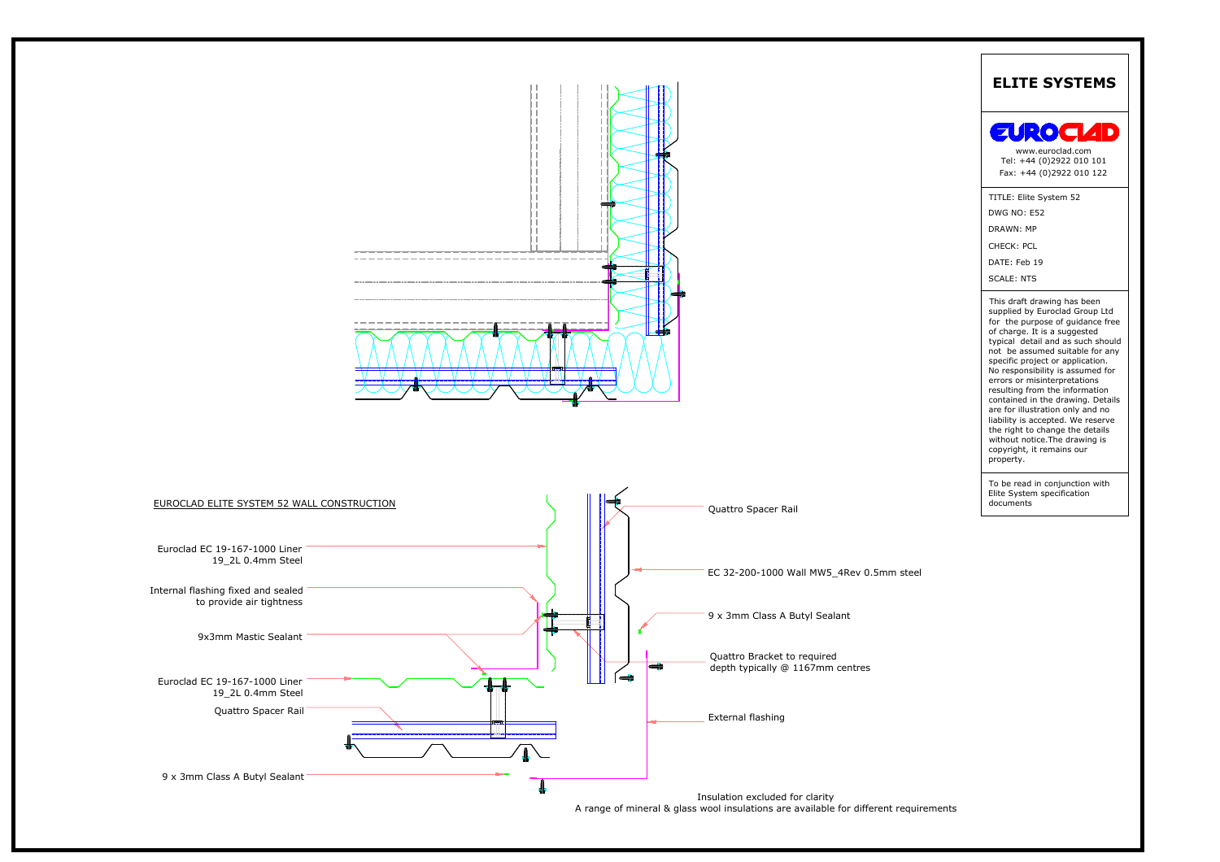## ELITE SYSTEMS

EUROCLAD

www.euroclad.com
Tel: +44 (0)2922 010 101
Fax: +44 (0)2922 010 122

TITLE: Elite System 52
DWG NO: E52
DRAWN: MP
CHECK: PCL
DATE: Feb 19
SCALE: NTS

This draft drawing has been supplied by Euroclad Group Ltd for the purpose of guidance free of charge. It is a suggested typical detail and as such should not be assumed suitable for any specific project or application. No responsibility is assumed for errors or misinterpretations resulting from the information contained in the drawing. Details are for illustration only and no liability is accepted. We reserve the right to change the details without notice.The drawing is copyright, it remains our property.

To be read in conjunction with Elite System specification documents

EUROCLAD ELITE SYSTEM 52 WALL CONSTRUCTION

Euroclad EC 19-167-1000 Liner 19_2L 0.4mm Steel

Internal flashing fixed and sealed to provide air tightness

9x3mm Mastic Sealant

Euroclad EC 19-167-1000 Liner 19_2L 0.4mm Steel

Quattro Spacer Rail

9 x 3mm Class A Butyl Sealant

Quattro Spacer Rail

EC 32-200-1000 Wall MW5_4Rev 0.5mm steel

9 x 3mm Class A Butyl Sealant

Quattro Bracket to required depth typically @ 1167mm centres

External flashing

Insulation excluded for clarity
A range of mineral & glass wool insulations are available for different requirements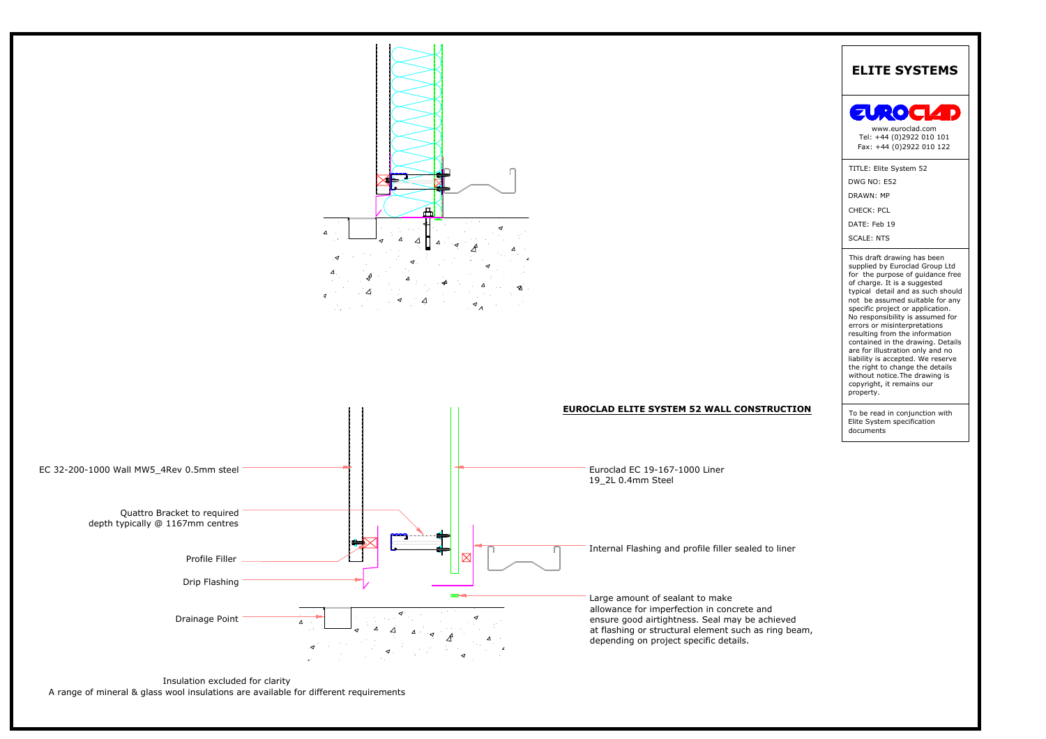# ELITE SYSTEMS

EUROCLAD

www.euroclad.com
Tel: +44 (0)2922 010 101
Fax: +44 (0)2922 010 122

TITLE: Elite System 52
DWG NO: E52
DRAWN: MP
CHECK: PCL
DATE: Feb 19
SCALE: NTS

This draft drawing has been supplied by Euroclad Group Ltd for the purpose of guidance free of charge. It is a suggested typical detail and as such should not be assumed suitable for any specific project or application. No responsibility is assumed for errors or misinterpretations resulting from the information contained in the drawing. Details are for illustration only and no liability is accepted. We reserve the right to change the details without notice.The drawing is copyright, it remains our property.

To be read in conjunction with Elite System specification documents

## EUROCLAD ELITE SYSTEM 52 WALL CONSTRUCTION

EC 32-200-1000 Wall MW5_4Rev 0.5mm steel

Quattro Bracket to required depth typically @ 1167mm centres

Profile Filler

Drip Flashing

Drainage Point

Euroclad EC 19-167-1000 Liner 19_2L 0.4mm Steel

Internal Flashing and profile filler sealed to liner

Large amount of sealant to make allowance for imperfection in concrete and ensure good airtightness. Seal may be achieved at flashing or structural element such as ring beam, depending on project specific details.

Insulation excluded for clarity
A range of mineral & glass wool insulations are available for different requirements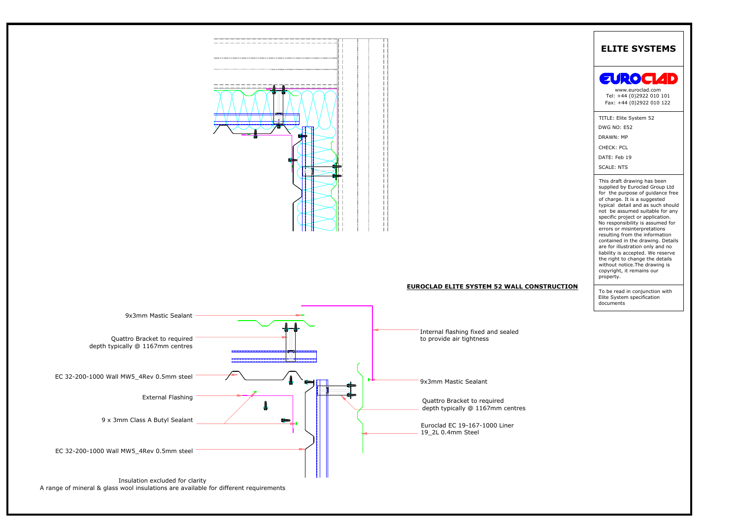# ELITE SYSTEMS

EUROCLAD

www.euroclad.com
Tel: +44 (0)2922 010 101
Fax: +44 (0)2922 010 122

TITLE: Elite System 52
DWG NO: E52
DRAWN: MP
CHECK: PCL
DATE: Feb 19
SCALE: NTS

This draft drawing has been supplied by Euroclad Group Ltd for the purpose of guidance free of charge. It is a suggested typical detail and as such should not be assumed suitable for any specific project or application. No responsibility is assumed for errors or misinterpretations resulting from the information contained in the drawing. Details are for illustration only and no liability is accepted. We reserve the right to change the details without notice.The drawing is copyright, it remains our property.

To be read in conjunction with Elite System specification documents

**EUROCLAD ELITE SYSTEM 52 WALL CONSTRUCTION**

9x3mm Mastic Sealant

Quattro Bracket to required depth typically @ 1167mm centres

EC 32-200-1000 Wall MW5_4Rev 0.5mm steel

External Flashing

9 x 3mm Class A Butyl Sealant

EC 32-200-1000 Wall MW5_4Rev 0.5mm steel

Internal flashing fixed and sealed to provide air tightness

9x3mm Mastic Sealant

Quattro Bracket to required depth typically @ 1167mm centres

Euroclad EC 19-167-1000 Liner 19_2L 0.4mm Steel

Insulation excluded for clarity
A range of mineral & glass wool insulations are available for different requirements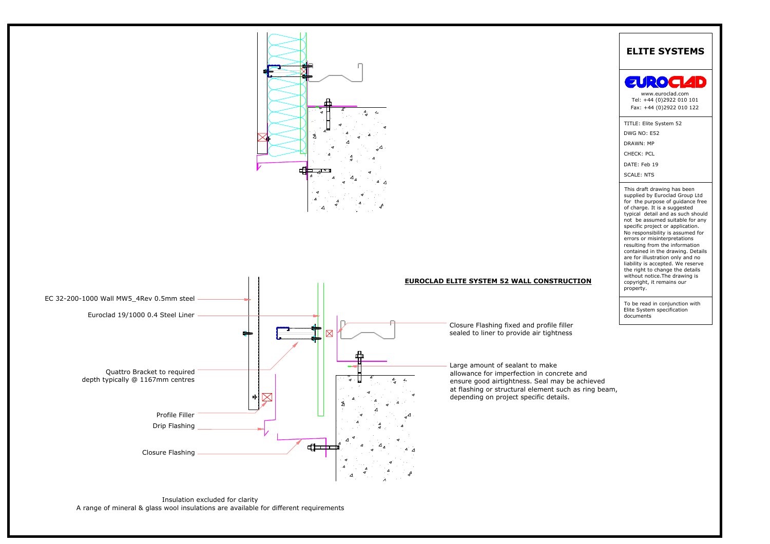## EUROCLAD ELITE SYSTEM 52 WALL CONSTRUCTION

EC 32-200-1000 Wall MW5_4Rev 0.5mm steel

Euroclad 19/1000 0.4 Steel Liner

Quattro Bracket to required depth typically @ 1167mm centres

Profile Filler

Drip Flashing

Closure Flashing

Closure Flashing fixed and profile filler sealed to liner to provide air tightness

Large amount of sealant to make allowance for imperfection in concrete and ensure good airtightness. Seal may be achieved at flashing or structural element such as ring beam, depending on project specific details.

Insulation excluded for clarity
A range of mineral & glass wool insulations are available for different requirements

**ELITE SYSTEMS**

EUROCLAD

www.euroclad.com
Tel: +44 (0)2922 010 101
Fax: +44 (0)2922 010 122

TITLE: Elite System 52
DWG NO: E52
DRAWN: MP
CHECK: PCL
DATE: Feb 19
SCALE: NTS

This draft drawing has been supplied by Euroclad Group Ltd for the purpose of guidance free of charge. It is a suggested typical detail and as such should not be assumed suitable for any specific project or application. No responsibility is assumed for errors or misinterpretations resulting from the information contained in the drawing. Details are for illustration only and no liability is accepted. We reserve the right to change the details without notice.The drawing is copyright, it remains our property.

To be read in conjunction with Elite System specification documents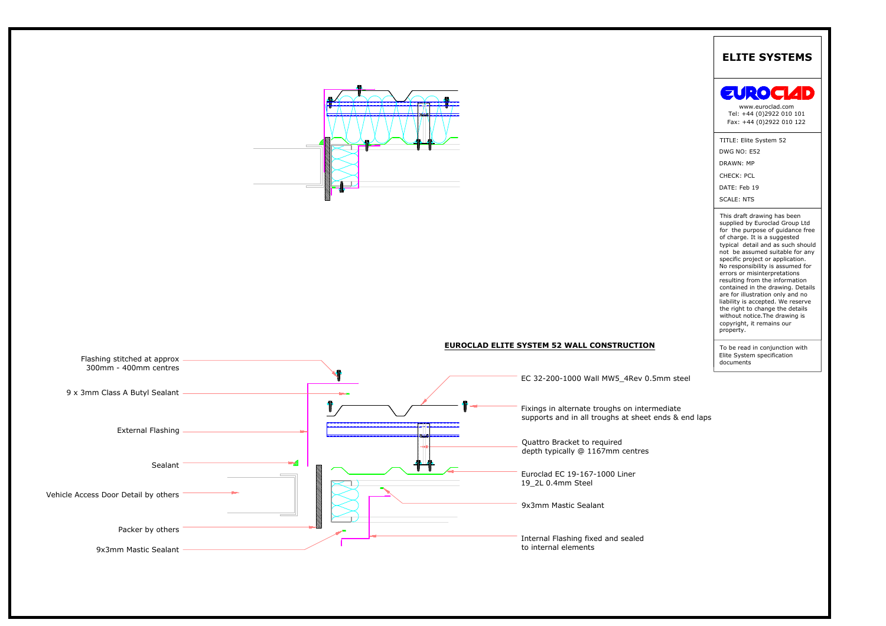# ELITE SYSTEMS

EUROCLAD

www.euroclad.com
Tel: +44 (0)2922 010 101
Fax: +44 (0)2922 010 122

TITLE: Elite System 52
DWG NO: E52
DRAWN: MP
CHECK: PCL
DATE: Feb 19
SCALE: NTS

This draft drawing has been supplied by Euroclad Group Ltd for the purpose of guidance free of charge. It is a suggested typical detail and as such should not be assumed suitable for any specific project or application. No responsibility is assumed for errors or misinterpretations resulting from the information contained in the drawing. Details are for illustration only and no liability is accepted. We reserve the right to change the details without notice.The drawing is copyright, it remains our property.

To be read in conjunction with Elite System specification documents

## EUROCLAD ELITE SYSTEM 52 WALL CONSTRUCTION

- Flashing stitched at approx 300mm - 400mm centres
- 9 x 3mm Class A Butyl Sealant
- External Flashing
- Sealant
- Vehicle Access Door Detail by others
- Packer by others
- 9x3mm Mastic Sealant
- EC 32-200-1000 Wall MW5_4Rev 0.5mm steel
- Fixings in alternate troughs on intermediate supports and in all troughs at sheet ends & end laps
- Quattro Bracket to required depth typically @ 1167mm centres
- Euroclad EC 19-167-1000 Liner 19_2L 0.4mm Steel
- 9x3mm Mastic Sealant
- Internal Flashing fixed and sealed to internal elements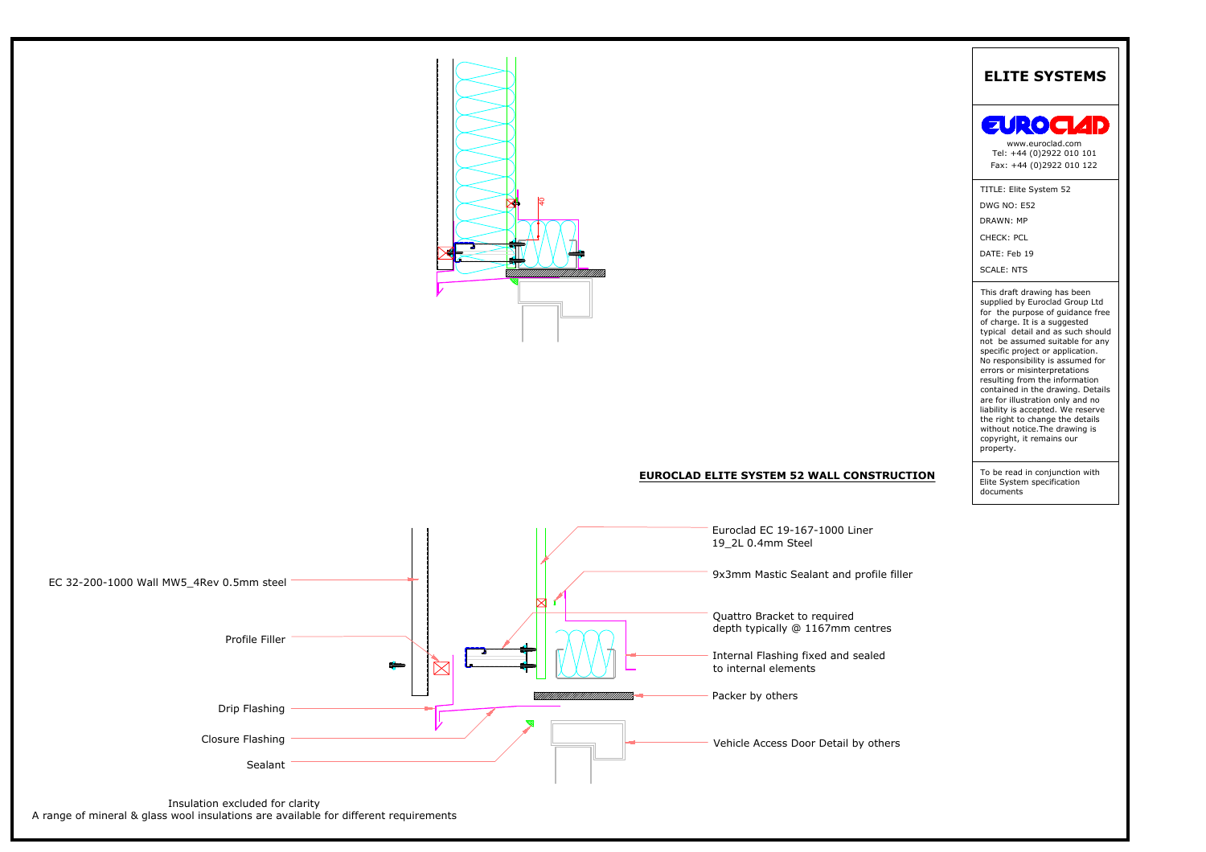## ELITE SYSTEMS

**EUROCLAD**

www.euroclad.com
Tel: +44 (0)2922 010 101
Fax: +44 (0)2922 010 122

TITLE: Elite System 52
DWG NO: E52
DRAWN: MP
CHECK: PCL
DATE: Feb 19
SCALE: NTS

This draft drawing has been supplied by Euroclad Group Ltd for the purpose of guidance free of charge. It is a suggested typical detail and as such should not be assumed suitable for any specific project or application. No responsibility is assumed for errors or misinterpretations resulting from the information contained in the drawing. Details are for illustration only and no liability is accepted. We reserve the right to change the details without notice. The drawing is copyright, it remains our property.

To be read in conjunction with Elite System specification documents

**EUROCLAD ELITE SYSTEM 52 WALL CONSTRUCTION**

40

- EC 32-200-1000 Wall MW5_4Rev 0.5mm steel
- Profile Filler
- Drip Flashing
- Closure Flashing
- Sealant
- Euroclad EC 19-167-1000 Liner 19_2L 0.4mm Steel
- 9x3mm Mastic Sealant and profile filler
- Quattro Bracket to required depth typically @ 1167mm centres
- Internal Flashing fixed and sealed to internal elements
- Packer by others
- Vehicle Access Door Detail by others

Insulation excluded for clarity
A range of mineral & glass wool insulations are available for different requirements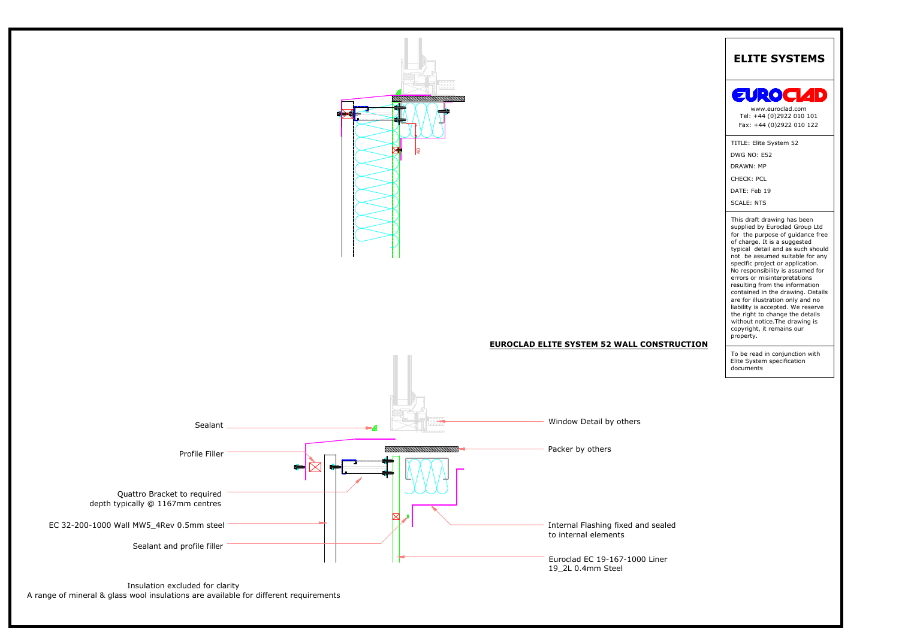# ELITE SYSTEMS

EUROCLAD

www.euroclad.com
Tel: +44 (0)2922 010 101
Fax: +44 (0)2922 010 122

TITLE: Elite System 52
DWG NO: E52
DRAWN: MP
CHECK: PCL
DATE: Feb 19
SCALE: NTS

This draft drawing has been supplied by Euroclad Group Ltd for the purpose of guidance free of charge. It is a suggested typical detail and as such should not be assumed suitable for any specific project or application. No responsibility is assumed for errors or misinterpretations resulting from the information contained in the drawing. Details are for illustration only and no liability is accepted. We reserve the right to change the details without notice.The drawing is copyright, it remains our property.

To be read in conjunction with Elite System specification documents

## EUROCLAD ELITE SYSTEM 52 WALL CONSTRUCTION

40

- Sealant
- Profile Filler
- Quattro Bracket to required depth typically @ 1167mm centres
- EC 32-200-1000 Wall MW5_4Rev 0.5mm steel
- Sealant and profile filler
- Window Detail by others
- Packer by others
- Internal Flashing fixed and sealed to internal elements
- Euroclad EC 19-167-1000 Liner 19_2L 0.4mm Steel

Insulation excluded for clarity
A range of mineral & glass wool insulations are available for different requirements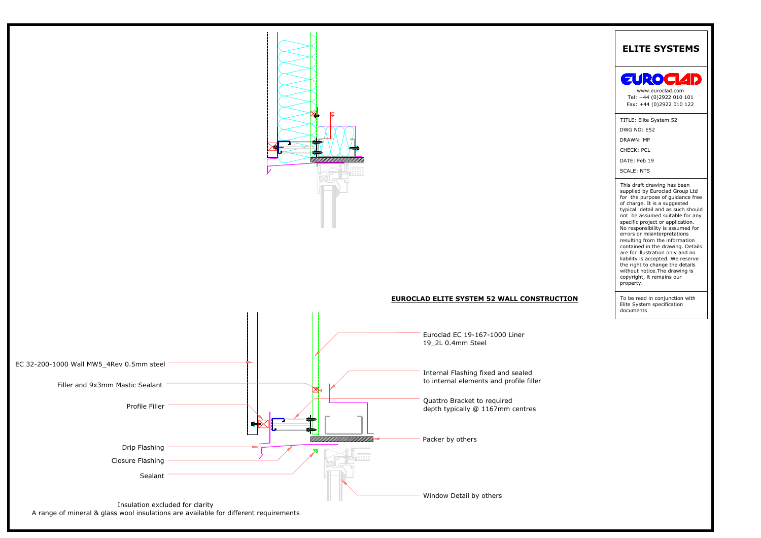## ELITE SYSTEMS

EUROCLAD

www.euroclad.com
Tel: +44 (0)2922 010 101
Fax: +44 (0)2922 010 122

TITLE: Elite System 52
DWG NO: E52
DRAWN: MP
CHECK: PCL
DATE: Feb 19
SCALE: NTS

This draft drawing has been supplied by Euroclad Group Ltd for the purpose of guidance free of charge. It is a suggested typical detail and as such should not be assumed suitable for any specific project or application. No responsibility is assumed for errors or misinterpretations resulting from the information contained in the drawing. Details are for illustration only and no liability is accepted. We reserve the right to change the details without notice.The drawing is copyright, it remains our property.

To be read in conjunction with Elite System specification documents

40

**EUROCLAD ELITE SYSTEM 52 WALL CONSTRUCTION**

Euroclad EC 19-167-1000 Liner
19_2L 0.4mm Steel

Internal Flashing fixed and sealed to internal elements and profile filler

Quattro Bracket to required depth typically @ 1167mm centres

Packer by others

Window Detail by others

EC 32-200-1000 Wall MW5_4Rev 0.5mm steel

Filler and 9x3mm Mastic Sealant

Profile Filler

Drip Flashing

Closure Flashing

Sealant

Insulation excluded for clarity
A range of mineral & glass wool insulations are available for different requirements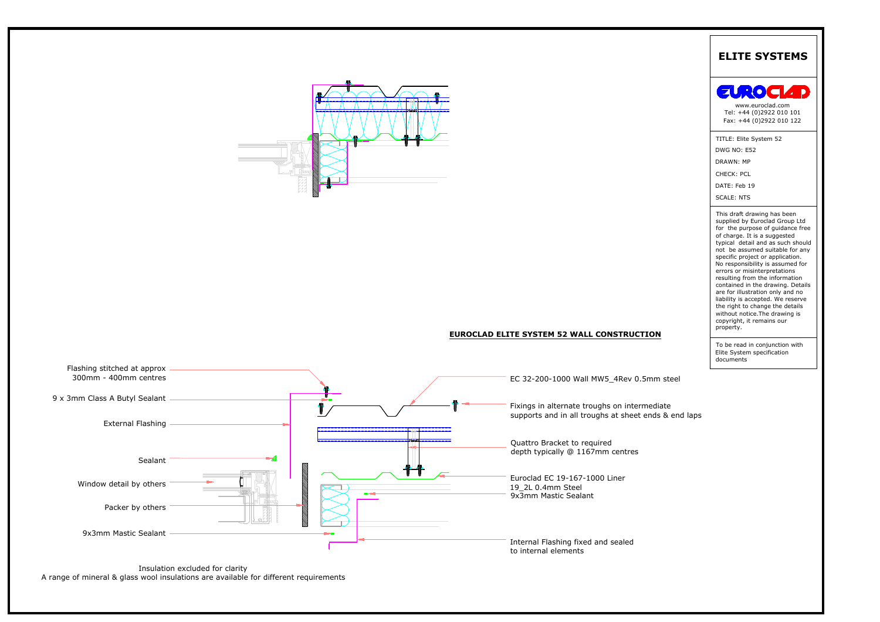# ELITE SYSTEMS

EUROCLAD

www.euroclad.com
Tel: +44 (0)2922 010 101
Fax: +44 (0)2922 010 122

TITLE: Elite System 52
DWG NO: E52
DRAWN: MP
CHECK: PCL
DATE: Feb 19
SCALE: NTS

This draft drawing has been supplied by Euroclad Group Ltd for the purpose of guidance free of charge. It is a suggested typical detail and as such should not be assumed suitable for any specific project or application. No responsibility is assumed for errors or misinterpretations resulting from the information contained in the drawing. Details are for illustration only and no liability is accepted. We reserve the right to change the details without notice.The drawing is copyright, it remains our property.

To be read in conjunction with Elite System specification documents

**EUROCLAD ELITE SYSTEM 52 WALL CONSTRUCTION**

Flashing stitched at approx 300mm - 400mm centres

9 x 3mm Class A Butyl Sealant

External Flashing

Sealant

Window detail by others

Packer by others

9x3mm Mastic Sealant

EC 32-200-1000 Wall MW5_4Rev 0.5mm steel

Fixings in alternate troughs on intermediate supports and in all troughs at sheet ends & end laps

Quattro Bracket to required depth typically @ 1167mm centres

Euroclad EC 19-167-1000 Liner 19_2L 0.4mm Steel

9x3mm Mastic Sealant

Internal Flashing fixed and sealed to internal elements

Insulation excluded for clarity
A range of mineral & glass wool insulations are available for different requirements